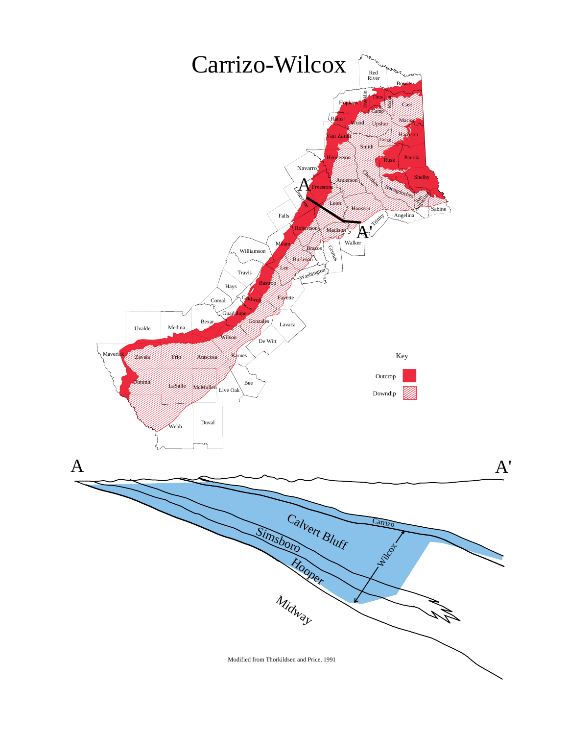# Carrizo-Wilcox

Key

Outcrop

Downdip

Modified from Thorkildsen and Price, 1991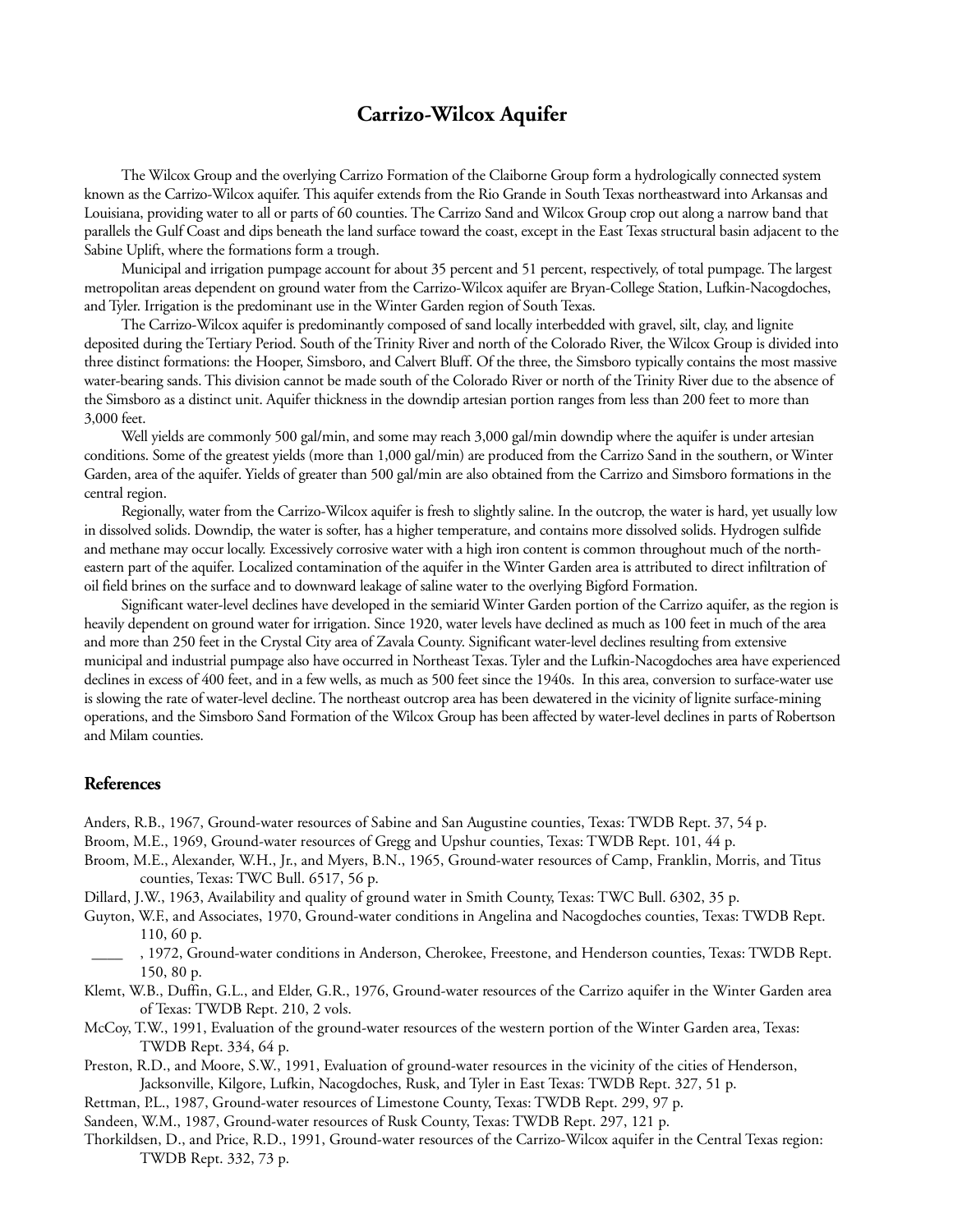# Carrizo-Wilcox Aquifer

The Wilcox Group and the overlying Carrizo Formation of the Claiborne Group form a hydrologically connected system known as the Carrizo-Wilcox aquifer. This aquifer extends from the Rio Grande in South Texas northeastward into Arkansas and Louisiana, providing water to all or parts of 60 counties. The Carrizo Sand and Wilcox Group crop out along a narrow band that parallels the Gulf Coast and dips beneath the land surface toward the coast, except in the East Texas structural basin adjacent to the Sabine Uplift, where the formations form a trough.

Municipal and irrigation pumpage account for about 35 percent and 51 percent, respectively, of total pumpage. The largest metropolitan areas dependent on ground water from the Carrizo-Wilcox aquifer are Bryan-College Station, Lufkin-Nacogdoches, and Tyler. Irrigation is the predominant use in the Winter Garden region of South Texas.

The Carrizo-Wilcox aquifer is predominantly composed of sand locally interbedded with gravel, silt, clay, and lignite deposited during the Tertiary Period. South of the Trinity River and north of the Colorado River, the Wilcox Group is divided into three distinct formations: the Hooper, Simsboro, and Calvert Bluff. Of the three, the Simsboro typically contains the most massive water-bearing sands. This division cannot be made south of the Colorado River or north of the Trinity River due to the absence of the Simsboro as a distinct unit. Aquifer thickness in the downdip artesian portion ranges from less than 200 feet to more than 3,000 feet.

Well yields are commonly 500 gal/min, and some may reach 3,000 gal/min downdip where the aquifer is under artesian conditions. Some of the greatest yields (more than 1,000 gal/min) are produced from the Carrizo Sand in the southern, or Winter Garden, area of the aquifer. Yields of greater than 500 gal/min are also obtained from the Carrizo and Simsboro formations in the central region.

Regionally, water from the Carrizo-Wilcox aquifer is fresh to slightly saline. In the outcrop, the water is hard, yet usually low in dissolved solids. Downdip, the water is softer, has a higher temperature, and contains more dissolved solids. Hydrogen sulfide and methane may occur locally. Excessively corrosive water with a high iron content is common throughout much of the northeastern part of the aquifer. Localized contamination of the aquifer in the Winter Garden area is attributed to direct infiltration of oil field brines on the surface and to downward leakage of saline water to the overlying Bigford Formation.

Significant water-level declines have developed in the semiarid Winter Garden portion of the Carrizo aquifer, as the region is heavily dependent on ground water for irrigation. Since 1920, water levels have declined as much as 100 feet in much of the area and more than 250 feet in the Crystal City area of Zavala County. Significant water-level declines resulting from extensive municipal and industrial pumpage also have occurred in Northeast Texas. Tyler and the Lufkin-Nacogdoches area have experienced declines in excess of 400 feet, and in a few wells, as much as 500 feet since the 1940s. In this area, conversion to surface-water use is slowing the rate of water-level decline. The northeast outcrop area has been dewatered in the vicinity of lignite surface-mining operations, and the Simsboro Sand Formation of the Wilcox Group has been affected by water-level declines in parts of Robertson and Milam counties.

## References

Anders, R.B., 1967, Ground-water resources of Sabine and San Augustine counties, Texas: TWDB Rept. 37, 54 p.

Broom, M.E., 1969, Ground-water resources of Gregg and Upshur counties, Texas: TWDB Rept. 101, 44 p.

Broom, M.E., Alexander, W.H., Jr., and Myers, B.N., 1965, Ground-water resources of Camp, Franklin, Morris, and Titus counties, Texas: TWC Bull. 6517, 56 p.

Dillard, J.W., 1963, Availability and quality of ground water in Smith County, Texas: TWC Bull. 6302, 35 p.

Guyton, W.F., and Associates, 1970, Ground-water conditions in Angelina and Nacogdoches counties, Texas: TWDB Rept. 110, 60 p.

\_\_\_\_, 1972, Ground-water conditions in Anderson, Cherokee, Freestone, and Henderson counties, Texas: TWDB Rept. 150, 80 p.

Klemt, W.B., Duffin, G.L., and Elder, G.R., 1976, Ground-water resources of the Carrizo aquifer in the Winter Garden area of Texas: TWDB Rept. 210, 2 vols.

McCoy, T.W., 1991, Evaluation of the ground-water resources of the western portion of the Winter Garden area, Texas: TWDB Rept. 334, 64 p.

Preston, R.D., and Moore, S.W., 1991, Evaluation of ground-water resources in the vicinity of the cities of Henderson, Jacksonville, Kilgore, Lufkin, Nacogdoches, Rusk, and Tyler in East Texas: TWDB Rept. 327, 51 p.

Rettman, P.L., 1987, Ground-water resources of Limestone County, Texas: TWDB Rept. 299, 97 p.

Sandeen, W.M., 1987, Ground-water resources of Rusk County, Texas: TWDB Rept. 297, 121 p.

Thorkildsen, D., and Price, R.D., 1991, Ground-water resources of the Carrizo-Wilcox aquifer in the Central Texas region: TWDB Rept. 332, 73 p.